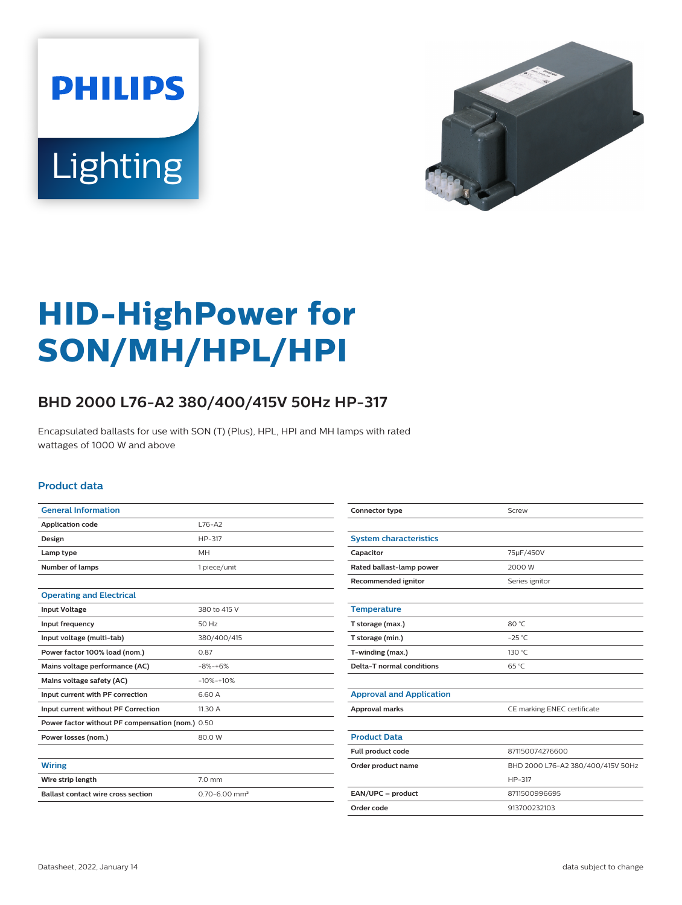# HID-HighPower for SON/MH/HPL/HPI

## BHD 2000 L76-A2 380/400/415V 50Hz HP-317

Encapsulated ballasts for use with SON (T) (Plus), HPL, HPI and MH lamps with rated wattages of 1000 W and above

### Product data

| General Information | |
|---|---|
| Application code | L76-A2 |
| Design | HP-317 |
| Lamp type | MH |
| Number of lamps | 1 piece/unit |

| Operating and Electrical | |
|---|---|
| Input Voltage | 380 to 415 V |
| Input frequency | 50 Hz |
| Input voltage (multi-tab) | 380/400/415 |
| Power factor 100% load (nom.) | 0.87 |
| Mains voltage performance (AC) | -8%-+6% |
| Mains voltage safety (AC) | -10%-+10% |
| Input current with PF correction | 6.60 A |
| Input current without PF Correction | 11.30 A |
| Power factor without PF compensation (nom.) | 0.50 |
| Power losses (nom.) | 80.0 W |

| Wiring | |
|---|---|
| Wire strip length | 7.0 mm |
| Ballast contact wire cross section | 0.70-6.00 mm² |
| Connector type | Screw |

| System characteristics | |
|---|---|
| Capacitor | 75μF/450V |
| Rated ballast-lamp power | 2000 W |
| Recommended ignitor | Series ignitor |

| Temperature | |
|---|---|
| T storage (max.) | 80 °C |
| T storage (min.) | -25 °C |
| T-winding (max.) | 130 °C |
| Delta-T normal conditions | 65 °C |

| Approval and Application | |
|---|---|
| Approval marks | CE marking ENEC certificate |

| Product Data | |
|---|---|
| Full product code | 871150074276600 |
| Order product name | BHD 2000 L76-A2 380/400/415V 50Hz HP-317 |
| EAN/UPC – product | 8711500996695 |
| Order code | 913700232103 |

Datasheet, 2022, January 14

data subject to change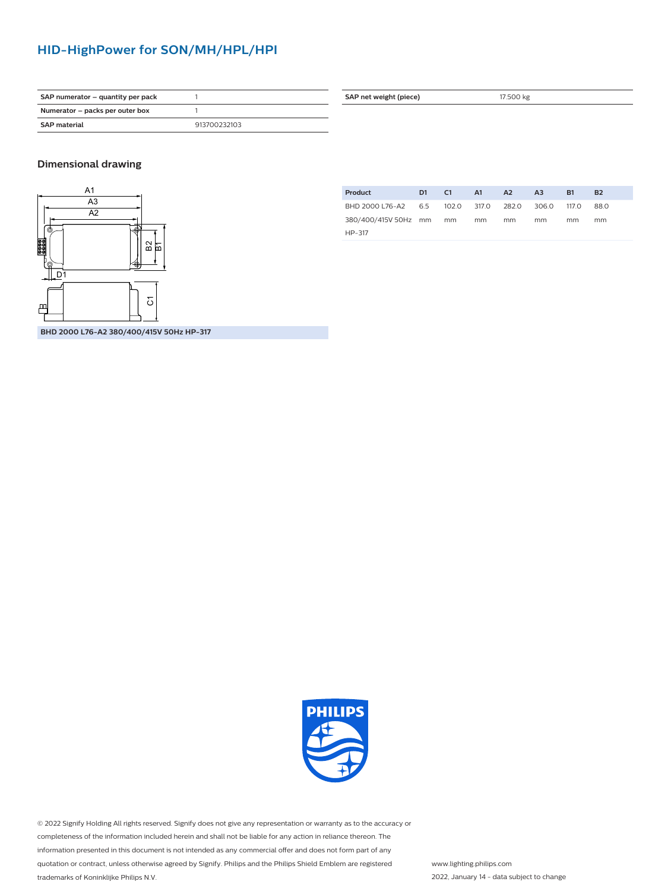## HID-HighPower for SON/MH/HPL/HPI

| | |
|---|---|
| SAP numerator – quantity per pack | 1 |
| Numerator – packs per outer box | 1 |
| SAP material | 913700232103 |

| | |
|---|---|
| SAP net weight (piece) | 17.500 kg |

### Dimensional drawing

A1
A3
A2
B2
B1
D1
C1

BHD 2000 L76-A2 380/400/415V 50Hz HP-317

| Product | D1 | C1 | A1 | A2 | A3 | B1 | B2 |
|---|---|---|---|---|---|---|---|
| BHD 2000 L76-A2 380/400/415V 50Hz HP-317 | 6.5 mm | 102.0 mm | 317.0 mm | 282.0 mm | 306.0 mm | 117.0 mm | 88.0 mm |

© 2022 Signify Holding All rights reserved. Signify does not give any representation or warranty as to the accuracy or completeness of the information included herein and shall not be liable for any action in reliance thereon. The information presented in this document is not intended as any commercial offer and does not form part of any quotation or contract, unless otherwise agreed by Signify. Philips and the Philips Shield Emblem are registered trademarks of Koninklijke Philips N.V.

www.lighting.philips.com
2022, January 14 - data subject to change